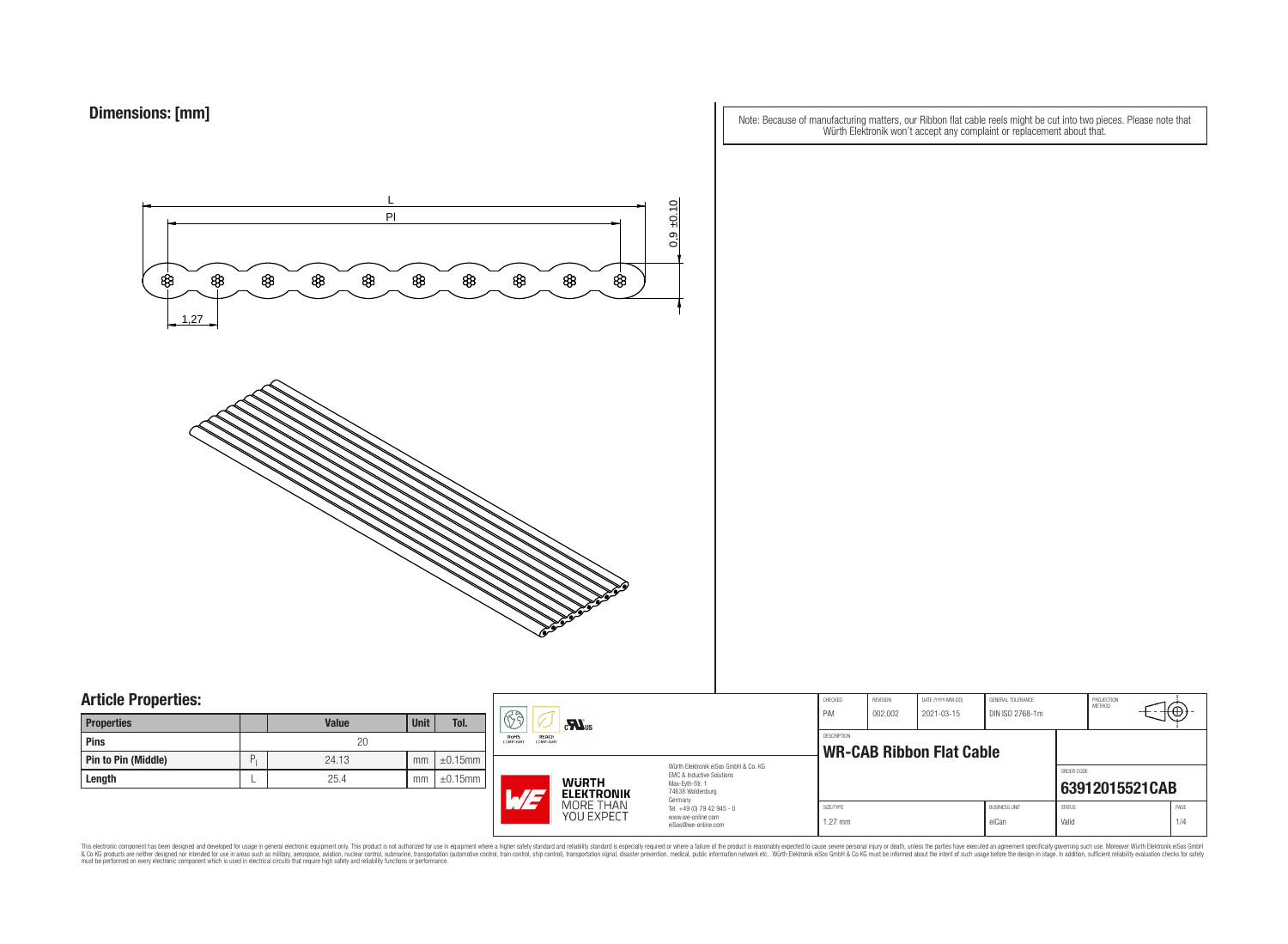## Dimensions: [mm]

L

Pl

0.9 ±0.10

1,27

Note: Because of manufacturing matters, our Ribbon flat cable reels might be cut into two pieces. Please note that Würth Elektronik won't accept any complaint or replacement about that.

## Article Properties:

| Properties | | Value | Unit | Tol. |
|---|---|---|---|---|
| Pins | | 20 | | |
| Pin to Pin (Middle) | $P_l$ | 24.13 | mm | ±0.15mm |
| Length | L | 25.4 | mm | ±0.15mm |

RoHS COMPLIANT | REACh COMPLIANT | cRUus

WÜRTH ELEKTRONIK MORE THAN YOU EXPECT

Würth Elektronik eiSos GmbH & Co. KG
EMC & Inductive Solutions
Max-Eyth-Str. 1
74638 Waldenburg
Germany
Tel. +49 (0) 79 42 945 - 0
www.we-online.com
eiSos@we-online.com

| CHECKED | REVISION | DATE (YYYY-MM-DD) | GENERAL TOLERANCE | PROJECTION METHOD |
|---|---|---|---|---|
| PiM | 002.002 | 2021-03-15 | DIN ISO 2768-1m | |

DESCRIPTION

**WR-CAB Ribbon Flat Cable**

ORDER CODE

**63912015521CAB**

| SIZE/TYPE | BUSINESS UNIT | STATUS | PAGE |
|---|---|---|---|
| 1.27 mm | eiCan | Valid | 1/4 |

This electronic component has been designed and developed for usage in general electronic equipment only. This product is not authorized for use in equipment where a higher safety standard and reliability standard is especially required or where a failure of the product is reasonably expected to cause severe personal injury or death, unless the parties have executed an agreement specifically governing such use. Moreover Würth Elektronik eiSos GmbH & Co KG products are neither designed nor intended for use in areas such as military, aerospace, aviation, nuclear control, submarine, transportation (automotive control, train control, ship control), transportation signal, disaster prevention, medical, public information network etc.. Würth Elektronik eiSos GmbH & Co KG must be informed about the intent of such usage before the design-in stage. In addition, sufficient reliability evaluation checks for safety must be performed on every electronic component which is used in electrical circuits that require high safety and reliability functions or performance.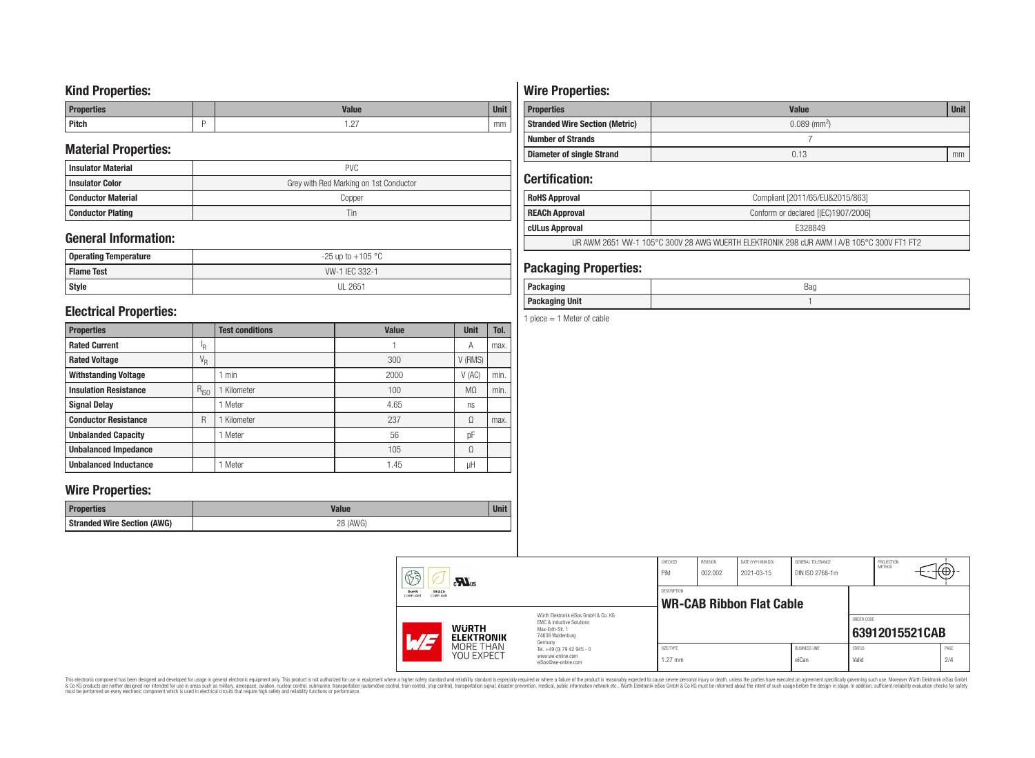## Kind Properties:

| Properties | | Value | Unit |
|---|---|---|---|
| Pitch | P | 1.27 | mm |

## Material Properties:

| | |
|---|---|
| Insulator Material | PVC |
| Insulator Color | Grey with Red Marking on 1st Conductor |
| Conductor Material | Copper |
| Conductor Plating | Tin |

## General Information:

| | |
|---|---|
| Operating Temperature | -25 up to +105 °C |
| Flame Test | VW-1 IEC 332-1 |
| Style | UL 2651 |

## Electrical Properties:

| Properties | | Test conditions | Value | Unit | Tol. |
|---|---|---|---|---|---|
| Rated Current | $I_R$ | | 1 | A | max. |
| Rated Voltage | $V_R$ | | 300 | V (RMS) | |
| Withstanding Voltage | | 1 min | 2000 | V (AC) | min. |
| Insulation Resistance | $R_{ISO}$ | 1 Kilometer | 100 | MΩ | min. |
| Signal Delay | | 1 Meter | 4.65 | ns | |
| Conductor Resistance | R | 1 Kilometer | 237 | Ω | max. |
| Unbalanded Capacity | | 1 Meter | 56 | pF | |
| Unbalanded Impedance | | | 105 | Ω | |
| Unbalanced Inductance | | 1 Meter | 1.45 | µH | |

## Wire Properties:

| Properties | Value | Unit |
|---|---|---|
| Stranded Wire Section (AWG) | 28 (AWG) | |

## Wire Properties:

| Properties | Value | Unit |
|---|---|---|
| Stranded Wire Section (Metric) | 0.089 ($mm^2$) | |
| Number of Strands | 7 | |
| Diameter of single Strand | 0.13 | mm |

## Certification:

| | |
|---|---|
| RoHS Approval | Compliant [2011/65/EU&2015/863] |
| REACh Approval | Conform or declared [(EC)1907/2006] |
| cULus Approval | E328849 |
| UR AWM 2651 VW-1 105°C 300V 28 AWG WUERTH ELEKTRONIK 298 cUR AWM I A/B 105°C 300V FT1 FT2 | |

## Packaging Properties:

| | |
|---|---|
| Packaging | Bag |
| Packaging Unit | 1 |

1 piece = 1 Meter of cable

| CHECKED | REVISION | DATE (YYYY-MM-DD) | GENERAL TOLERANCE | PROJECTION METHOD |
|---|---|---|---|---|
| PiM | 002.002 | 2021-03-15 | DIN ISO 2768-1m | |

DESCRIPTION: **WR-CAB Ribbon Flat Cable**

ORDER CODE: **63912015521CAB**

| SIZE/TYPE | BUSINESS UNIT | STATUS | PAGE |
|---|---|---|---|
| 1.27 mm | eiCan | Valid | 2/4 |

Würth Elektronik eiSos GmbH & Co. KG
EMC & Inductive Solutions
Max-Eyth-Str. 1
74638 Waldenburg
Germany
Tel. +49 (0) 79 42 945 - 0
www.we-online.com
eiSos@we-online.com

WÜRTH ELEKTRONIK MORE THAN YOU EXPECT

This electronic component has been designed and developed for usage in general electronic equipment only. This product is not authorized for use in equipment where a higher safety standard and reliability standard is especially required or where a failure of the product is reasonably expected to cause severe personal injury or death, unless the parties have executed an agreement specifically governing such use. Moreover Würth Elektronik eiSos GmbH & Co KG products are neither designed nor intended for use in areas such as military, aerospace, aviation, nuclear control, submarine, transportation (automotive control, train control, ship control), transportation signal, disaster prevention, medical, public information network etc.. Würth Elektronik eiSos GmbH & Co KG must be informed about the intent of such usage before the design-in stage. In addition, sufficient reliability evaluation checks for safety must be performed on every electronic component which is used in electrical circuits that require high safety and reliability functions or performance.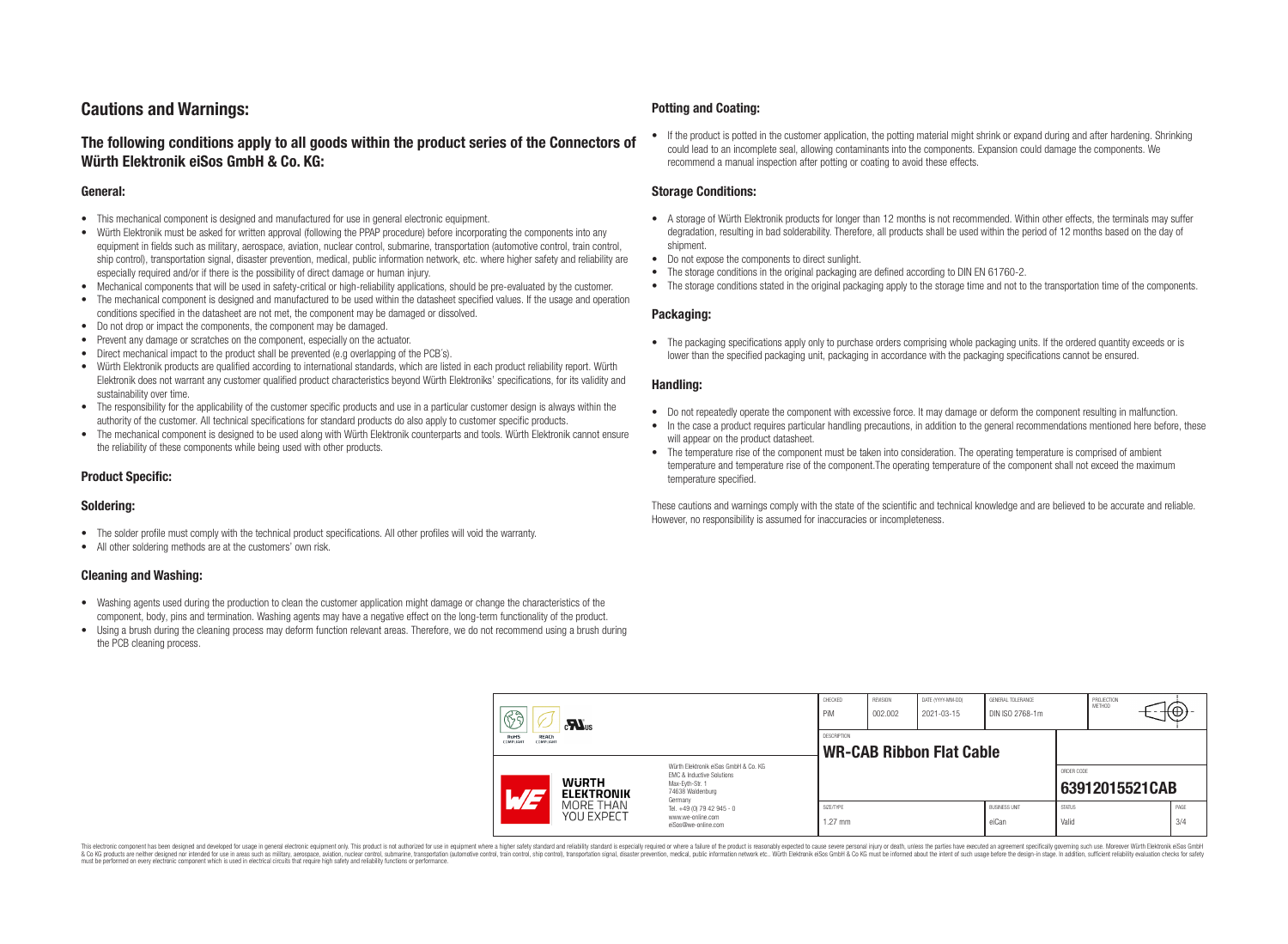# Cautions and Warnings:

## The following conditions apply to all goods within the product series of the Connectors of Würth Elektronik eiSos GmbH & Co. KG:

### General:

- This mechanical component is designed and manufactured for use in general electronic equipment.
- Würth Elektronik must be asked for written approval (following the PPAP procedure) before incorporating the components into any equipment in fields such as military, aerospace, aviation, nuclear control, submarine, transportation (automotive control, train control, ship control), transportation signal, disaster prevention, medical, public information network, etc. where higher safety and reliability are especially required and/or if there is the possibility of direct damage or human injury.
- Mechanical components that will be used in safety-critical or high-reliability applications, should be pre-evaluated by the customer.
- The mechanical component is designed and manufactured to be used within the datasheet specified values. If the usage and operation conditions specified in the datasheet are not met, the component may be damaged or dissolved.
- Do not drop or impact the components, the component may be damaged.
- Prevent any damage or scratches on the component, especially on the actuator.
- Direct mechanical impact to the product shall be prevented (e.g overlapping of the PCB´s).
- Würth Elektronik products are qualified according to international standards, which are listed in each product reliability report. Würth Elektronik does not warrant any customer qualified product characteristics beyond Würth Elektroniks' specifications, for its validity and sustainability over time.
- The responsibility for the applicability of the customer specific products and use in a particular customer design is always within the authority of the customer. All technical specifications for standard products do also apply to customer specific products.
- The mechanical component is designed to be used along with Würth Elektronik counterparts and tools. Würth Elektronik cannot ensure the reliability of these components while being used with other products.

### Product Specific:

### Soldering:

- The solder profile must comply with the technical product specifications. All other profiles will void the warranty.
- All other soldering methods are at the customers' own risk.

### Cleaning and Washing:

- Washing agents used during the production to clean the customer application might damage or change the characteristics of the component, body, pins and termination. Washing agents may have a negative effect on the long-term functionality of the product.
- Using a brush during the cleaning process may deform function relevant areas. Therefore, we do not recommend using a brush during the PCB cleaning process.

### Potting and Coating:

- If the product is potted in the customer application, the potting material might shrink or expand during and after hardening. Shrinking could lead to an incomplete seal, allowing contaminants into the components. Expansion could damage the components. We recommend a manual inspection after potting or coating to avoid these effects.

### Storage Conditions:

- A storage of Würth Elektronik products for longer than 12 months is not recommended. Within other effects, the terminals may suffer degradation, resulting in bad solderability. Therefore, all products shall be used within the period of 12 months based on the day of shipment.
- Do not expose the components to direct sunlight.
- The storage conditions in the original packaging are defined according to DIN EN 61760-2.
- The storage conditions stated in the original packaging apply to the storage time and not to the transportation time of the components.

### Packaging:

- The packaging specifications apply only to purchase orders comprising whole packaging units. If the ordered quantity exceeds or is lower than the specified packaging unit, packaging in accordance with the packaging specifications cannot be ensured.

### Handling:

- Do not repeatedly operate the component with excessive force. It may damage or deform the component resulting in malfunction.
- In the case a product requires particular handling precautions, in addition to the general recommendations mentioned here before, these will appear on the product datasheet.
- The temperature rise of the component must be taken into consideration. The operating temperature is comprised of ambient temperature and temperature rise of the component.The operating temperature of the component shall not exceed the maximum temperature specified.

These cautions and warnings comply with the state of the scientific and technical knowledge and are believed to be accurate and reliable. However, no responsibility is assumed for inaccuracies or incompleteness.

| CHECKED | REVISION | DATE (YYYY-MM-DD) | GENERAL TOLERANCE | PROJECTION METHOD |
|---|---|---|---|---|
| PiM | 002.002 | 2021-03-15 | DIN ISO 2768-1m | |

| DESCRIPTION | ORDER CODE |
|---|---|
| WR-CAB Ribbon Flat Cable | 63912015521CAB |

| SIZE/TYPE | BUSINESS UNIT | STATUS | PAGE |
|---|---|---|---|
| 1.27 mm | eiCan | Valid | 3/4 |

Würth Elektronik eiSos GmbH & Co. KG
EMC & Inductive Solutions
Max-Eyth-Str. 1
74638 Waldenburg
Germany
Tel. +49 (0) 79 42 945 - 0
www.we-online.com
eiSos@we-online.com

This electronic component has been designed and developed for usage in general electronic equipment only. This product is not authorized for use in equipment where a higher safety standard and reliability standard is especially required or where a failure of the product is reasonably expected to cause severe personal injury or death, unless the parties have executed an agreement specifically governing such use. Moreover Würth Elektronik eiSos GmbH & Co KG products are neither designed nor intended for use in areas such as military, aerospace, aviation, nuclear control, submarine, transportation (automotive control, train control, ship control), transportation signal, disaster prevention, medical, public information network etc.. Würth Elektronik eiSos GmbH & Co KG must be informed about the intent of such usage before the design-in stage. In addition, sufficient reliability evaluation checks for safety must be performed on every electronic component which is used in electrical circuits that require high safety and reliability functions or performance.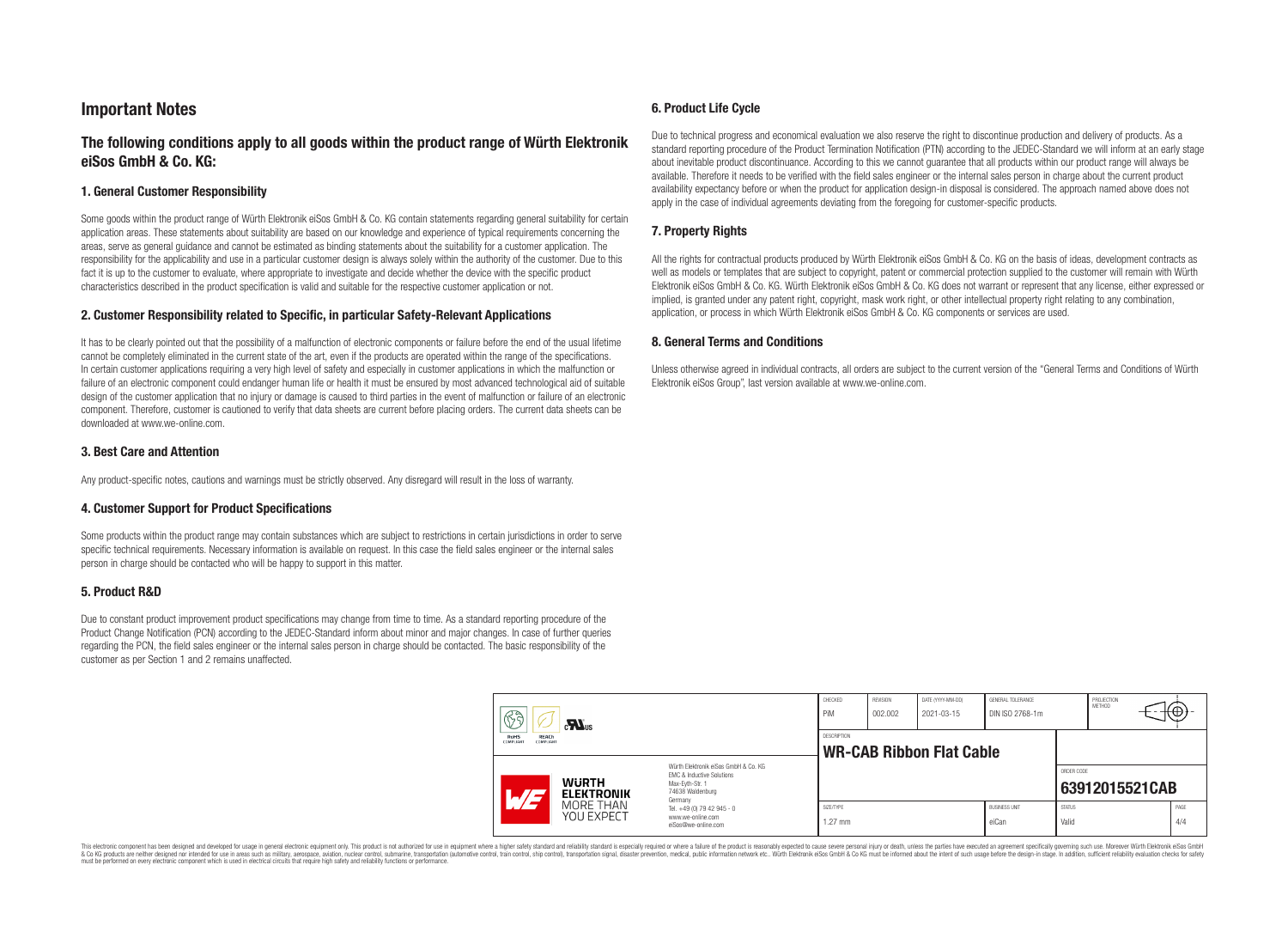# Important Notes

## The following conditions apply to all goods within the product range of Würth Elektronik eiSos GmbH & Co. KG:

### 1. General Customer Responsibility

Some goods within the product range of Würth Elektronik eiSos GmbH & Co. KG contain statements regarding general suitability for certain application areas. These statements about suitability are based on our knowledge and experience of typical requirements concerning the areas, serve as general guidance and cannot be estimated as binding statements about the suitability for a customer application. The responsibility for the applicability and use in a particular customer design is always solely within the authority of the customer. Due to this fact it is up to the customer to evaluate, where appropriate to investigate and decide whether the device with the specific product characteristics described in the product specification is valid and suitable for the respective customer application or not.

### 2. Customer Responsibility related to Specific, in particular Safety-Relevant Applications

It has to be clearly pointed out that the possibility of a malfunction of electronic components or failure before the end of the usual lifetime cannot be completely eliminated in the current state of the art, even if the products are operated within the range of the specifications. In certain customer applications requiring a very high level of safety and especially in customer applications in which the malfunction or failure of an electronic component could endanger human life or health it must be ensured by most advanced technological aid of suitable design of the customer application that no injury or damage is caused to third parties in the event of malfunction or failure of an electronic component. Therefore, customer is cautioned to verify that data sheets are current before placing orders. The current data sheets can be downloaded at www.we-online.com.

### 3. Best Care and Attention

Any product-specific notes, cautions and warnings must be strictly observed. Any disregard will result in the loss of warranty.

### 4. Customer Support for Product Specifications

Some products within the product range may contain substances which are subject to restrictions in certain jurisdictions in order to serve specific technical requirements. Necessary information is available on request. In this case the field sales engineer or the internal sales person in charge should be contacted who will be happy to support in this matter.

### 5. Product R&D

Due to constant product improvement product specifications may change from time to time. As a standard reporting procedure of the Product Change Notification (PCN) according to the JEDEC-Standard inform about minor and major changes. In case of further queries regarding the PCN, the field sales engineer or the internal sales person in charge should be contacted. The basic responsibility of the customer as per Section 1 and 2 remains unaffected.

### 6. Product Life Cycle

Due to technical progress and economical evaluation we also reserve the right to discontinue production and delivery of products. As a standard reporting procedure of the Product Termination Notification (PTN) according to the JEDEC-Standard we will inform at an early stage about inevitable product discontinuance. According to this we cannot guarantee that all products within our product range will always be available. Therefore it needs to be verified with the field sales engineer or the internal sales person in charge about the current product availability expectancy before or when the product for application design-in disposal is considered. The approach named above does not apply in the case of individual agreements deviating from the foregoing for customer-specific products.

### 7. Property Rights

All the rights for contractual products produced by Würth Elektronik eiSos GmbH & Co. KG on the basis of ideas, development contracts as well as models or templates that are subject to copyright, patent or commercial protection supplied to the customer will remain with Würth Elektronik eiSos GmbH & Co. KG. Würth Elektronik eiSos GmbH & Co. KG does not warrant or represent that any license, either expressed or implied, is granted under any patent right, copyright, mask work right, or other intellectual property right relating to any combination, application, or process in which Würth Elektronik eiSos GmbH & Co. KG components or services are used.

### 8. General Terms and Conditions

Unless otherwise agreed in individual contracts, all orders are subject to the current version of the "General Terms and Conditions of Würth Elektronik eiSos Group", last version available at www.we-online.com.

| CHECKED | REVISION | DATE (YYYY-MM-DD) | GENERAL TOLERANCE | PROJECTION METHOD |
|---|---|---|---|---|
| PiM | 002.002 | 2021-03-15 | DIN ISO 2768-1m | |

DESCRIPTION: **WR-CAB Ribbon Flat Cable**

ORDER CODE: **63912015521CAB**

| SIZE/TYPE | BUSINESS UNIT | STATUS | PAGE |
|---|---|---|---|
| 1.27 mm | eiCan | Valid | 4/4 |

Würth Elektronik eiSos GmbH & Co. KG
EMC & Inductive Solutions
Max-Eyth-Str. 1
74638 Waldenburg
Germany
Tel. +49 (0) 79 42 945 - 0
www.we-online.com
eiSos@we-online.com

This electronic component has been designed and developed for usage in general electronic equipment only. This product is not authorized for use in equipment where a higher safety standard and reliability standard is especially required or where a failure of the product is reasonably expected to cause severe personal injury or death, unless the parties have executed an agreement specifically governing such use. Moreover Würth Elektronik eiSos GmbH & Co KG products are neither designed nor intended for use in areas such as military, aerospace, aviation, nuclear control, submarine, transportation (automotive control, train control, ship control), transportation signal, disaster prevention, medical, public information network etc.. Würth Elektronik eiSos GmbH & Co KG must be informed about the intent of such usage before the design-in stage. In addition, sufficient reliability evaluation checks for safety must be performed on every electronic component which is used in electrical circuits that require high safety and reliability functions or performance.